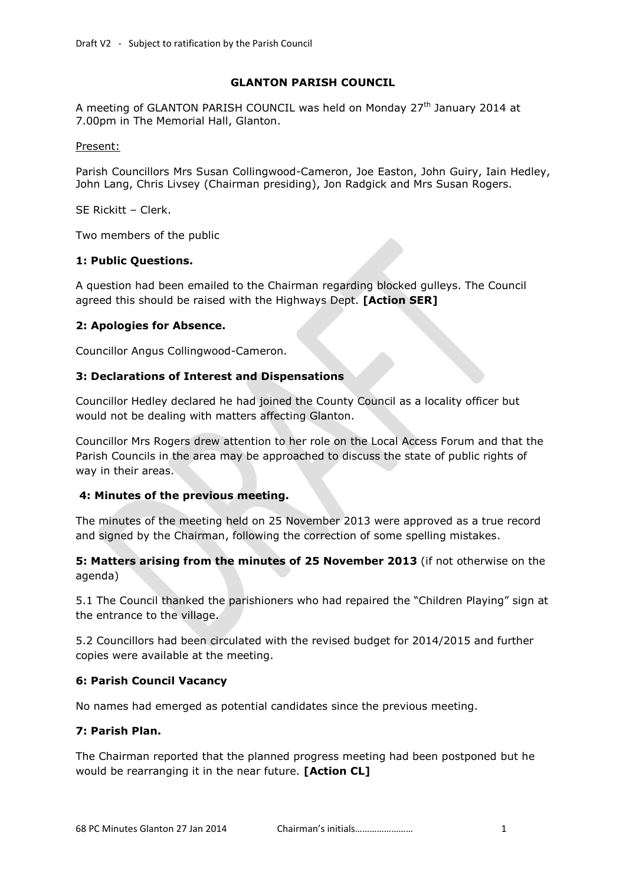Draft V2 - Subject to ratification by the Parish Council

# GLANTON PARISH COUNCIL

A meeting of GLANTON PARISH COUNCIL was held on Monday 27th January 2014 at 7.00pm in The Memorial Hall, Glanton.

Present:

Parish Councillors Mrs Susan Collingwood-Cameron, Joe Easton, John Guiry, Iain Hedley, John Lang, Chris Livsey (Chairman presiding), Jon Radgick and Mrs Susan Rogers.

SE Rickitt – Clerk.

Two members of the public

### 1: Public Questions.

A question had been emailed to the Chairman regarding blocked gulleys. The Council agreed this should be raised with the Highways Dept. **[Action SER]**

### 2: Apologies for Absence.

Councillor Angus Collingwood-Cameron.

### 3: Declarations of Interest and Dispensations

Councillor Hedley declared he had joined the County Council as a locality officer but would not be dealing with matters affecting Glanton.

Councillor Mrs Rogers drew attention to her role on the Local Access Forum and that the Parish Councils in the area may be approached to discuss the state of public rights of way in their areas.

### 4: Minutes of the previous meeting.

The minutes of the meeting held on 25 November 2013 were approved as a true record and signed by the Chairman, following the correction of some spelling mistakes.

### 5: Matters arising from the minutes of 25 November 2013 (if not otherwise on the agenda)

5.1 The Council thanked the parishioners who had repaired the "Children Playing" sign at the entrance to the village.

5.2 Councillors had been circulated with the revised budget for 2014/2015 and further copies were available at the meeting.

### 6: Parish Council Vacancy

No names had emerged as potential candidates since the previous meeting.

### 7: Parish Plan.

The Chairman reported that the planned progress meeting had been postponed but he would be rearranging it in the near future. **[Action CL]**

68 PC Minutes Glanton 27 Jan 2014 Chairman's initials……………………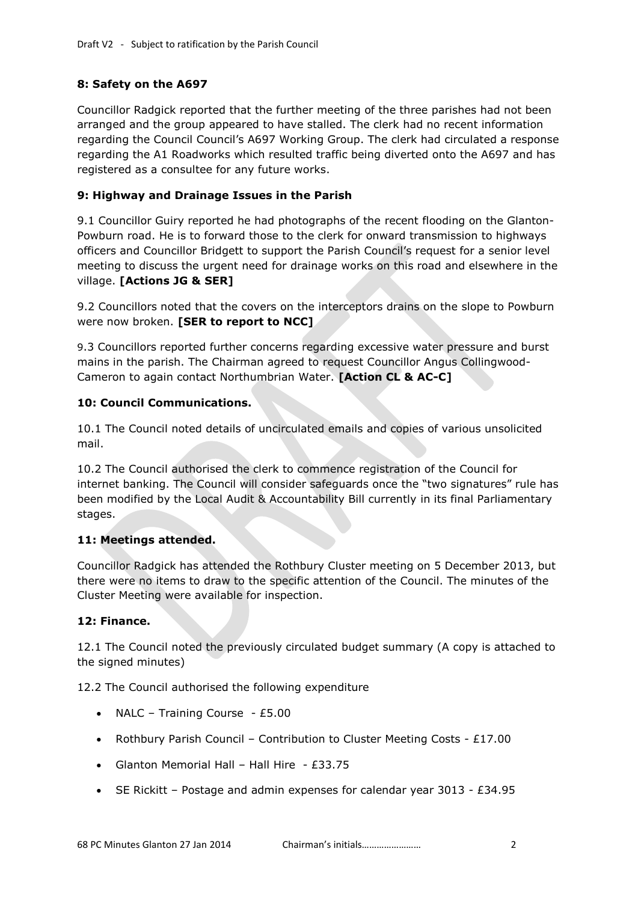### 8: Safety on the A697

Councillor Radgick reported that the further meeting of the three parishes had not been arranged and the group appeared to have stalled. The clerk had no recent information regarding the Council Council's A697 Working Group. The clerk had circulated a response regarding the A1 Roadworks which resulted traffic being diverted onto the A697 and has registered as a consultee for any future works.

### 9: Highway and Drainage Issues in the Parish

9.1 Councillor Guiry reported he had photographs of the recent flooding on the Glanton-Powburn road. He is to forward those to the clerk for onward transmission to highways officers and Councillor Bridgett to support the Parish Council's request for a senior level meeting to discuss the urgent need for drainage works on this road and elsewhere in the village. **[Actions JG & SER]**

9.2 Councillors noted that the covers on the interceptors drains on the slope to Powburn were now broken. **[SER to report to NCC]**

9.3 Councillors reported further concerns regarding excessive water pressure and burst mains in the parish. The Chairman agreed to request Councillor Angus Collingwood-Cameron to again contact Northumbrian Water. **[Action CL & AC-C]**

### 10: Council Communications.

10.1 The Council noted details of uncirculated emails and copies of various unsolicited mail.

10.2 The Council authorised the clerk to commence registration of the Council for internet banking. The Council will consider safeguards once the "two signatures" rule has been modified by the Local Audit & Accountability Bill currently in its final Parliamentary stages.

### 11: Meetings attended.

Councillor Radgick has attended the Rothbury Cluster meeting on 5 December 2013, but there were no items to draw to the specific attention of the Council. The minutes of the Cluster Meeting were available for inspection.

### 12: Finance.

12.1 The Council noted the previously circulated budget summary (A copy is attached to the signed minutes)

12.2 The Council authorised the following expenditure

- NALC – Training Course - £5.00
- Rothbury Parish Council – Contribution to Cluster Meeting Costs - £17.00
- Glanton Memorial Hall – Hall Hire - £33.75
- SE Rickitt – Postage and admin expenses for calendar year 3013 - £34.95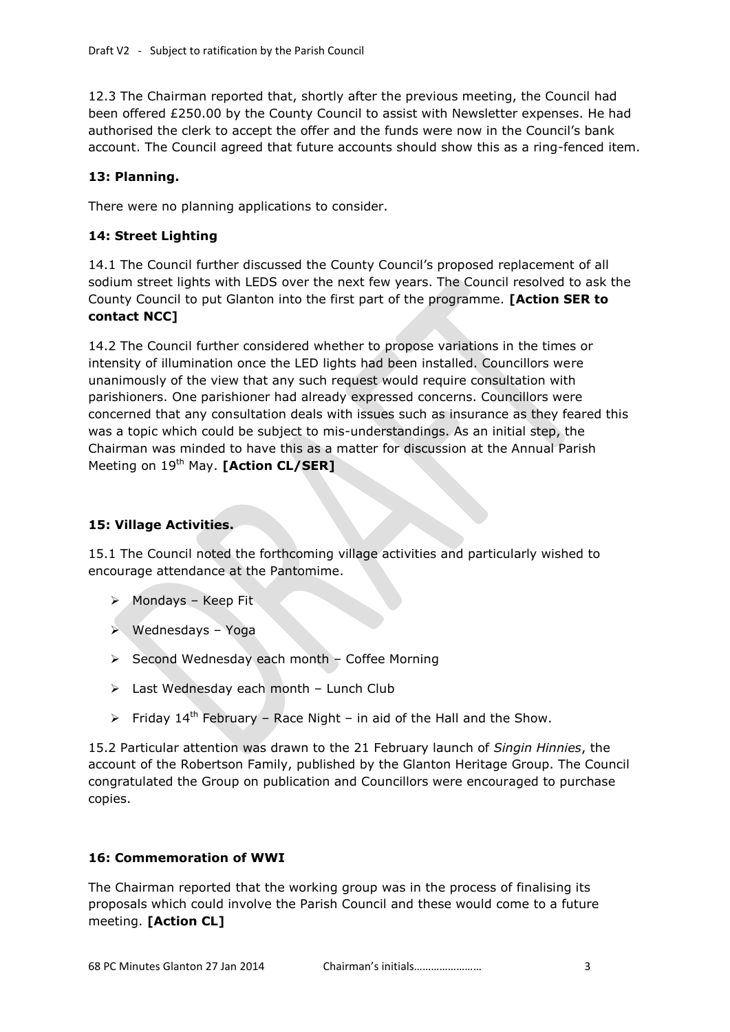12.3 The Chairman reported that, shortly after the previous meeting, the Council had been offered £250.00 by the County Council to assist with Newsletter expenses. He had authorised the clerk to accept the offer and the funds were now in the Council's bank account. The Council agreed that future accounts should show this as a ring-fenced item.

### 13: Planning.

There were no planning applications to consider.

### 14: Street Lighting

14.1 The Council further discussed the County Council's proposed replacement of all sodium street lights with LEDS over the next few years. The Council resolved to ask the County Council to put Glanton into the first part of the programme. **[Action SER to contact NCC]**

14.2 The Council further considered whether to propose variations in the times or intensity of illumination once the LED lights had been installed. Councillors were unanimously of the view that any such request would require consultation with parishioners. One parishioner had already expressed concerns. Councillors were concerned that any consultation deals with issues such as insurance as they feared this was a topic which could be subject to mis-understandings. As an initial step, the Chairman was minded to have this as a matter for discussion at the Annual Parish Meeting on 19th May. **[Action CL/SER]**

### 15: Village Activities.

15.1 The Council noted the forthcoming village activities and particularly wished to encourage attendance at the Pantomime.

- Mondays – Keep Fit
- Wednesdays – Yoga
- Second Wednesday each month – Coffee Morning
- Last Wednesday each month – Lunch Club
- Friday 14th February – Race Night – in aid of the Hall and the Show.

15.2 Particular attention was drawn to the 21 February launch of *Singin Hinnies*, the account of the Robertson Family, published by the Glanton Heritage Group. The Council congratulated the Group on publication and Councillors were encouraged to purchase copies.

### 16: Commemoration of WWI

The Chairman reported that the working group was in the process of finalising its proposals which could involve the Parish Council and these would come to a future meeting. **[Action CL]**

Chairman's initials……………………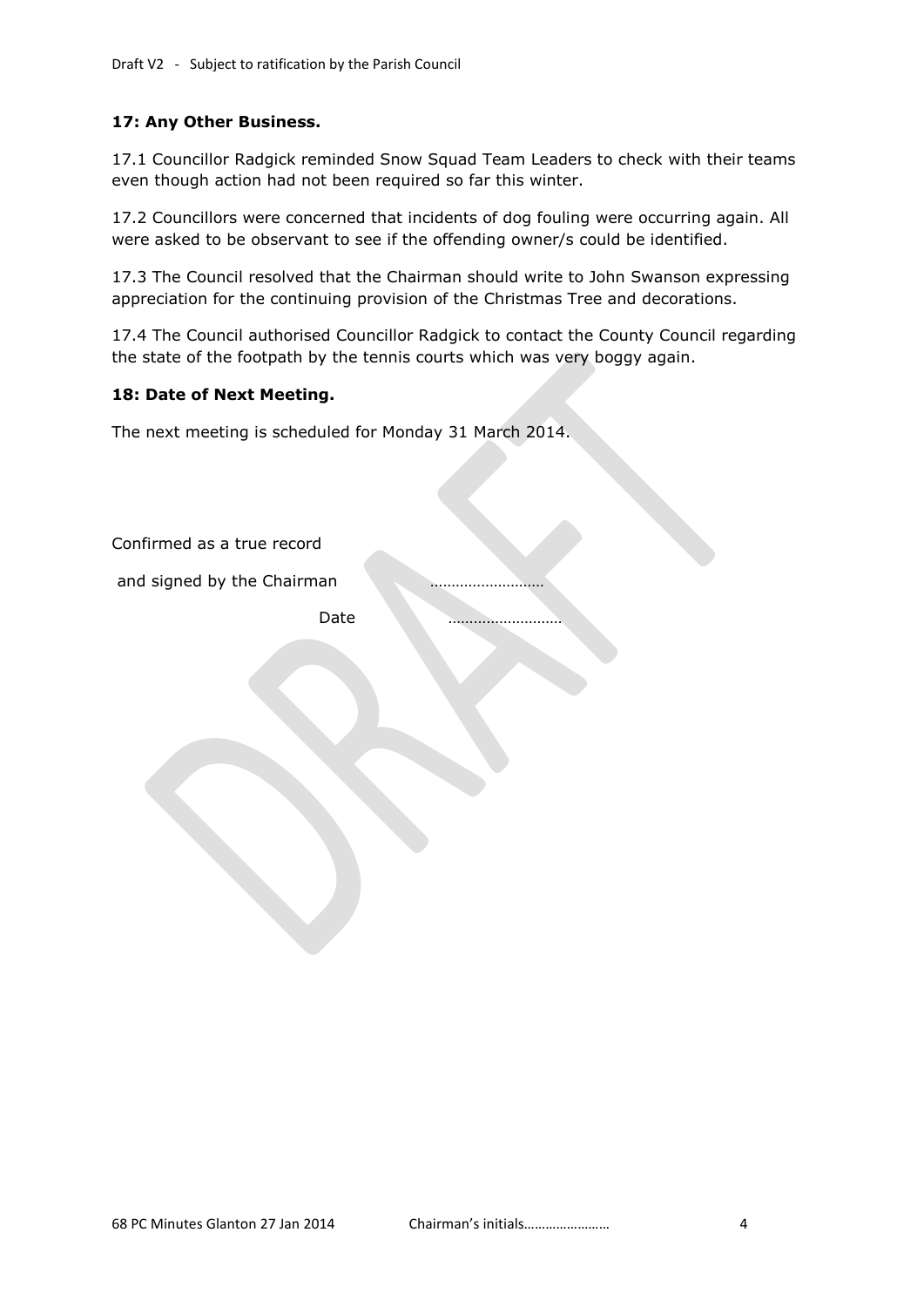## 17: Any Other Business.

17.1 Councillor Radgick reminded Snow Squad Team Leaders to check with their teams even though action had not been required so far this winter.

17.2 Councillors were concerned that incidents of dog fouling were occurring again. All were asked to be observant to see if the offending owner/s could be identified.

17.3 The Council resolved that the Chairman should write to John Swanson expressing appreciation for the continuing provision of the Christmas Tree and decorations.

17.4 The Council authorised Councillor Radgick to contact the County Council regarding the state of the footpath by the tennis courts which was very boggy again.

## 18: Date of Next Meeting.

The next meeting is scheduled for Monday 31 March 2014.

Confirmed as a true record

and signed by the Chairman ……………………..

Date ……………………..